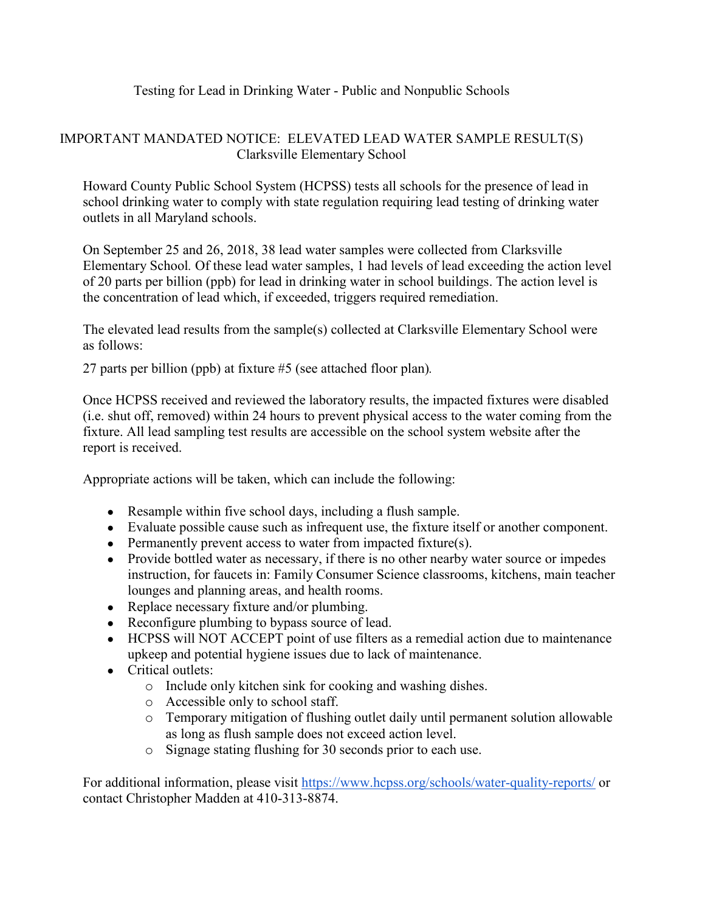# Testing for Lead in Drinking Water - Public and Nonpublic Schools

## IMPORTANT MANDATED NOTICE: ELEVATED LEAD WATER SAMPLE RESULT(S)
## Clarksville Elementary School

Howard County Public School System (HCPSS) tests all schools for the presence of lead in school drinking water to comply with state regulation requiring lead testing of drinking water outlets in all Maryland schools.

On September 25 and 26, 2018, 38 lead water samples were collected from Clarksville Elementary School*.* Of these lead water samples, 1 had levels of lead exceeding the action level of 20 parts per billion (ppb) for lead in drinking water in school buildings. The action level is the concentration of lead which, if exceeded, triggers required remediation.

The elevated lead results from the sample(s) collected at Clarksville Elementary School were as follows:

27 parts per billion (ppb) at fixture #5 (see attached floor plan).

Once HCPSS received and reviewed the laboratory results, the impacted fixtures were disabled (i.e. shut off, removed) within 24 hours to prevent physical access to the water coming from the fixture. All lead sampling test results are accessible on the school system website after the report is received.

Appropriate actions will be taken, which can include the following:

- Resample within five school days, including a flush sample.
- Evaluate possible cause such as infrequent use, the fixture itself or another component.
- Permanently prevent access to water from impacted fixture(s).
- Provide bottled water as necessary, if there is no other nearby water source or impedes instruction, for faucets in: Family Consumer Science classrooms, kitchens, main teacher lounges and planning areas, and health rooms.
- Replace necessary fixture and/or plumbing.
- Reconfigure plumbing to bypass source of lead.
- HCPSS will NOT ACCEPT point of use filters as a remedial action due to maintenance upkeep and potential hygiene issues due to lack of maintenance.
- Critical outlets:
  - Include only kitchen sink for cooking and washing dishes.
  - Accessible only to school staff.
  - Temporary mitigation of flushing outlet daily until permanent solution allowable as long as flush sample does not exceed action level.
  - Signage stating flushing for 30 seconds prior to each use.

For additional information, please visit [https://www.hcpss.org/schools/water-quality-reports/](https://www.hcpss.org/schools/water-quality-reports/) or contact Christopher Madden at 410-313-8874.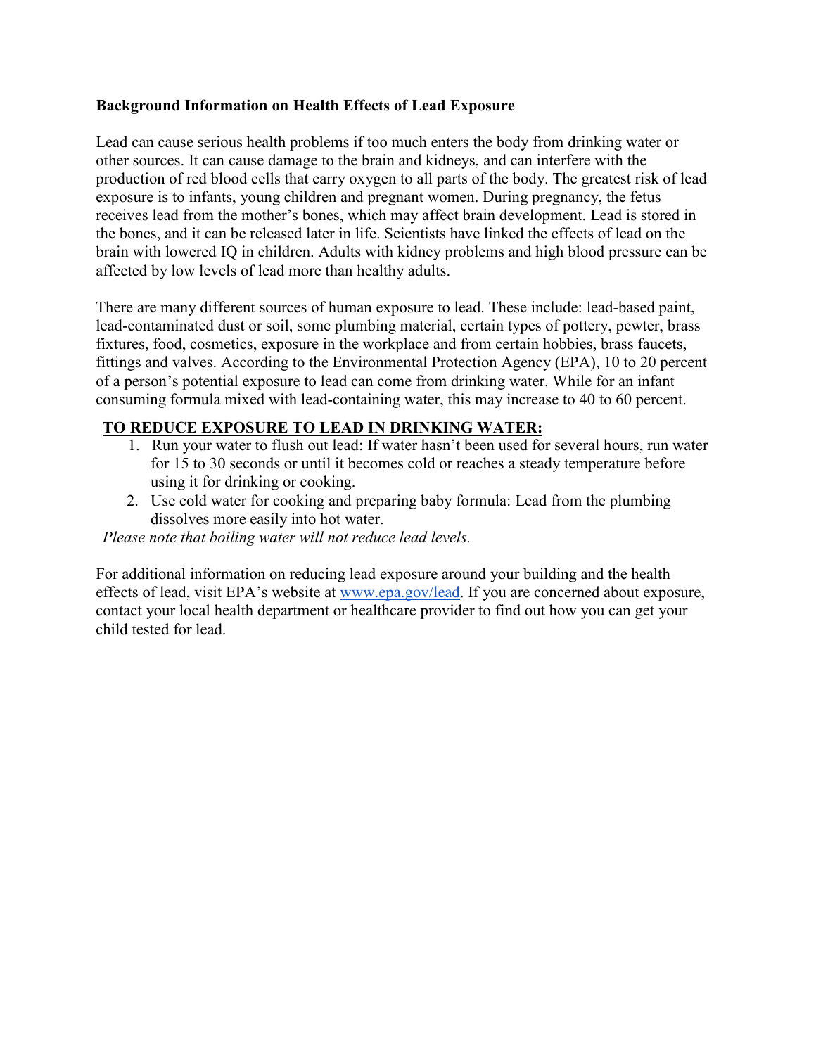**Background Information on Health Effects of Lead Exposure**

Lead can cause serious health problems if too much enters the body from drinking water or other sources. It can cause damage to the brain and kidneys, and can interfere with the production of red blood cells that carry oxygen to all parts of the body. The greatest risk of lead exposure is to infants, young children and pregnant women. During pregnancy, the fetus receives lead from the mother's bones, which may affect brain development. Lead is stored in the bones, and it can be released later in life. Scientists have linked the effects of lead on the brain with lowered IQ in children. Adults with kidney problems and high blood pressure can be affected by low levels of lead more than healthy adults.

There are many different sources of human exposure to lead. These include: lead-based paint, lead-contaminated dust or soil, some plumbing material, certain types of pottery, pewter, brass fixtures, food, cosmetics, exposure in the workplace and from certain hobbies, brass faucets, fittings and valves. According to the Environmental Protection Agency (EPA), 10 to 20 percent of a person's potential exposure to lead can come from drinking water. While for an infant consuming formula mixed with lead-containing water, this may increase to 40 to 60 percent.

**<u>TO REDUCE EXPOSURE TO LEAD IN DRINKING WATER:</u>**

1. Run your water to flush out lead: If water hasn't been used for several hours, run water for 15 to 30 seconds or until it becomes cold or reaches a steady temperature before using it for drinking or cooking.
2. Use cold water for cooking and preparing baby formula: Lead from the plumbing dissolves more easily into hot water.

*Please note that boiling water will not reduce lead levels.*

For additional information on reducing lead exposure around your building and the health effects of lead, visit EPA's website at [www.epa.gov/lead](http://www.epa.gov/lead). If you are concerned about exposure, contact your local health department or healthcare provider to find out how you can get your child tested for lead.